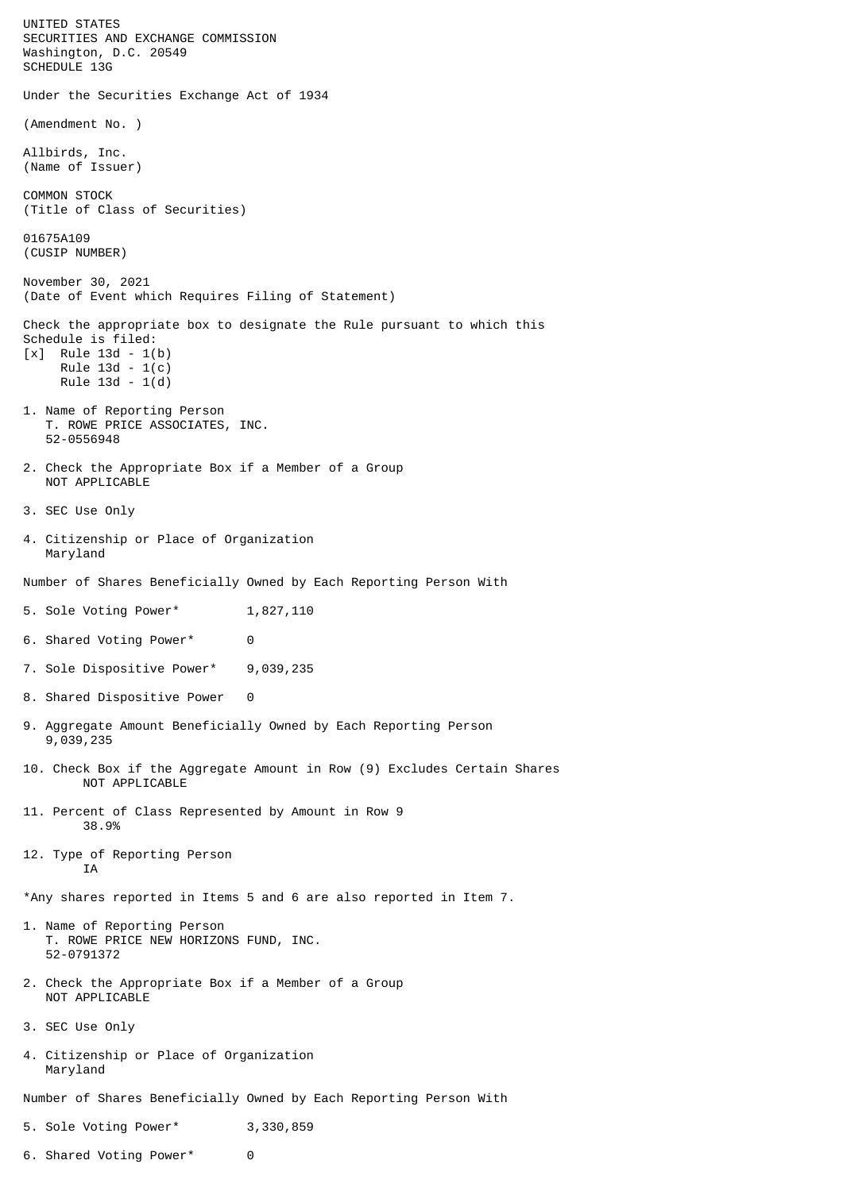UNITED STATES
SECURITIES AND EXCHANGE COMMISSION
Washington, D.C. 20549
SCHEDULE 13G

Under the Securities Exchange Act of 1934

(Amendment No. )

Allbirds, Inc.
(Name of Issuer)

COMMON STOCK
(Title of Class of Securities)

01675A109
(CUSIP NUMBER)

November 30, 2021
(Date of Event which Requires Filing of Statement)

Check the appropriate box to designate the Rule pursuant to which this Schedule is filed:
[x] Rule 13d - 1(b)
Rule 13d - 1(c)
Rule 13d - 1(d)

1. Name of Reporting Person
   T. ROWE PRICE ASSOCIATES, INC.
   52-0556948

2. Check the Appropriate Box if a Member of a Group
   NOT APPLICABLE

3. SEC Use Only

4. Citizenship or Place of Organization
   Maryland

Number of Shares Beneficially Owned by Each Reporting Person With

5. Sole Voting Power* 1,827,110

6. Shared Voting Power* 0

7. Sole Dispositive Power* 9,039,235

8. Shared Dispositive Power 0

9. Aggregate Amount Beneficially Owned by Each Reporting Person
   9,039,235

10. Check Box if the Aggregate Amount in Row (9) Excludes Certain Shares
    NOT APPLICABLE

11. Percent of Class Represented by Amount in Row 9
    38.9%

12. Type of Reporting Person
    IA

*Any shares reported in Items 5 and 6 are also reported in Item 7.

1. Name of Reporting Person
   T. ROWE PRICE NEW HORIZONS FUND, INC.
   52-0791372

2. Check the Appropriate Box if a Member of a Group
   NOT APPLICABLE

3. SEC Use Only

4. Citizenship or Place of Organization
   Maryland

Number of Shares Beneficially Owned by Each Reporting Person With

5. Sole Voting Power* 3,330,859

6. Shared Voting Power* 0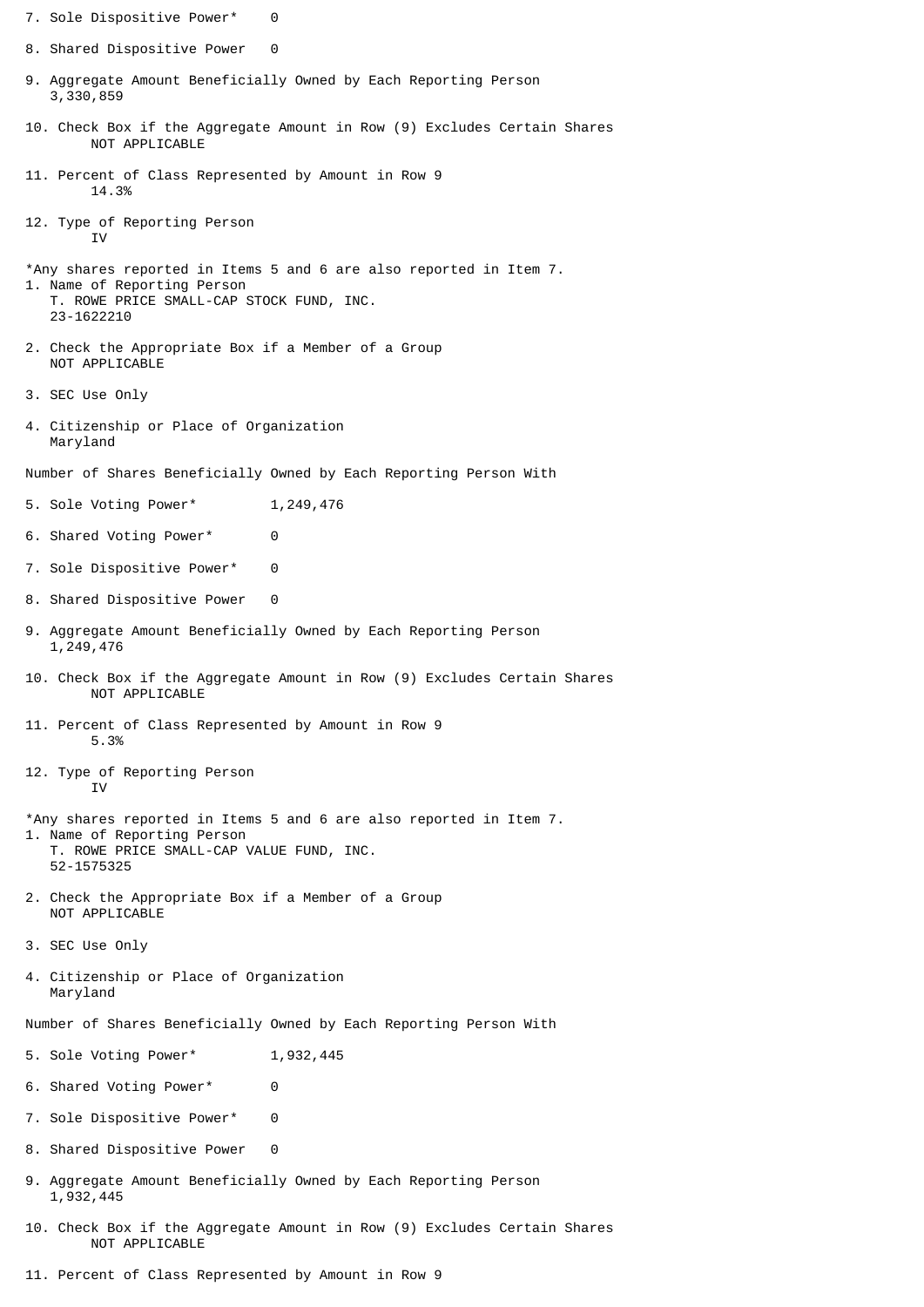7. Sole Dispositive Power* 0

8. Shared Dispositive Power 0

9. Aggregate Amount Beneficially Owned by Each Reporting Person
   3,330,859

10. Check Box if the Aggregate Amount in Row (9) Excludes Certain Shares
    NOT APPLICABLE

11. Percent of Class Represented by Amount in Row 9
    14.3%

12. Type of Reporting Person
    IV

*Any shares reported in Items 5 and 6 are also reported in Item 7.

1. Name of Reporting Person
   T. ROWE PRICE SMALL-CAP STOCK FUND, INC.
   23-1622210

2. Check the Appropriate Box if a Member of a Group
   NOT APPLICABLE

3. SEC Use Only

4. Citizenship or Place of Organization
   Maryland

Number of Shares Beneficially Owned by Each Reporting Person With

5. Sole Voting Power* 1,249,476

6. Shared Voting Power* 0

7. Sole Dispositive Power* 0

8. Shared Dispositive Power 0

9. Aggregate Amount Beneficially Owned by Each Reporting Person
   1,249,476

10. Check Box if the Aggregate Amount in Row (9) Excludes Certain Shares
    NOT APPLICABLE

11. Percent of Class Represented by Amount in Row 9
    5.3%

12. Type of Reporting Person
    IV

*Any shares reported in Items 5 and 6 are also reported in Item 7.

1. Name of Reporting Person
   T. ROWE PRICE SMALL-CAP VALUE FUND, INC.
   52-1575325

2. Check the Appropriate Box if a Member of a Group
   NOT APPLICABLE

3. SEC Use Only

4. Citizenship or Place of Organization
   Maryland

Number of Shares Beneficially Owned by Each Reporting Person With

5. Sole Voting Power* 1,932,445

6. Shared Voting Power* 0

7. Sole Dispositive Power* 0

8. Shared Dispositive Power 0

9. Aggregate Amount Beneficially Owned by Each Reporting Person
   1,932,445

10. Check Box if the Aggregate Amount in Row (9) Excludes Certain Shares
    NOT APPLICABLE

11. Percent of Class Represented by Amount in Row 9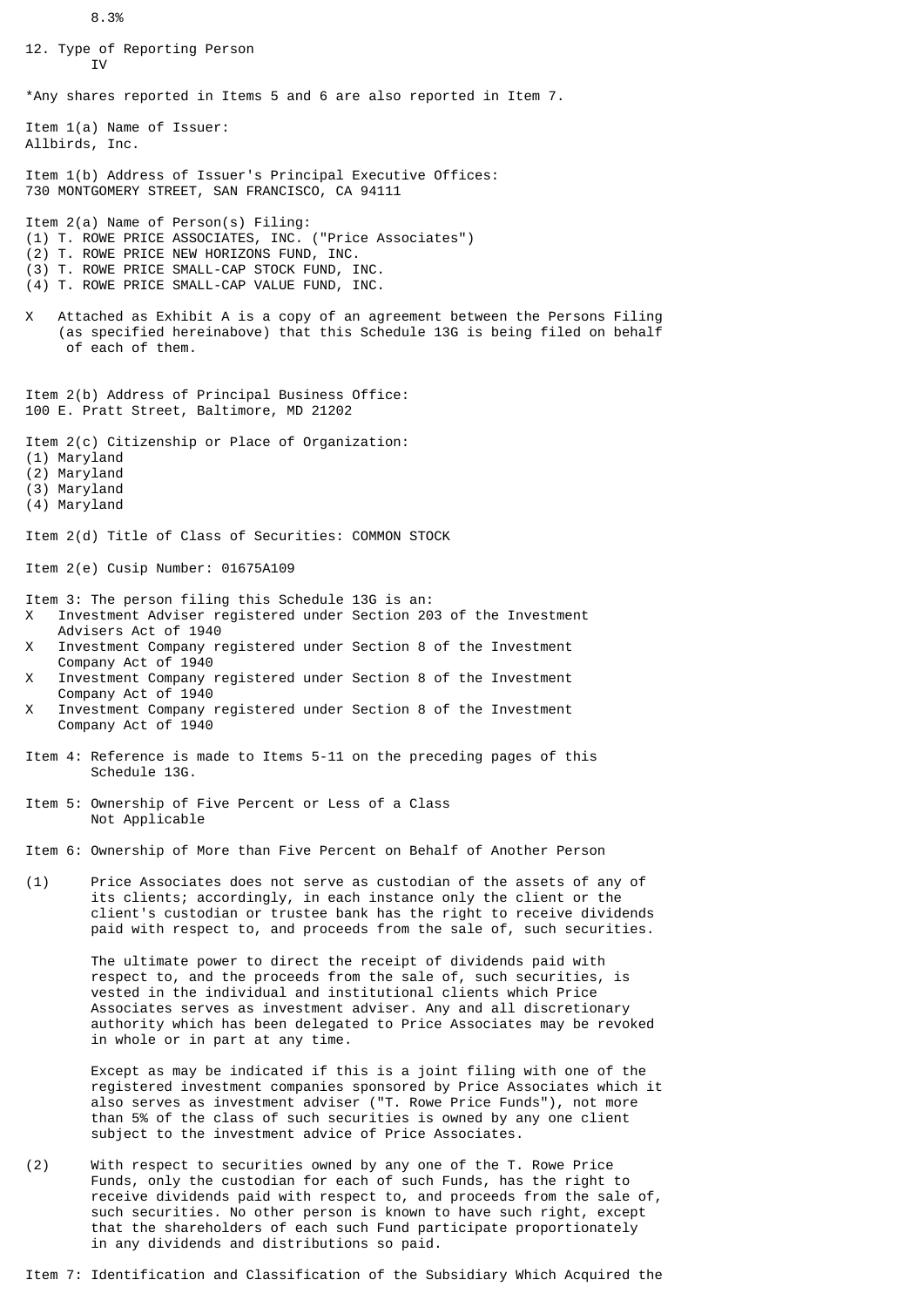8.3%

12. Type of Reporting Person
IV

*Any shares reported in Items 5 and 6 are also reported in Item 7.

Item 1(a) Name of Issuer:
Allbirds, Inc.

Item 1(b) Address of Issuer's Principal Executive Offices:
730 MONTGOMERY STREET, SAN FRANCISCO, CA 94111

Item 2(a) Name of Person(s) Filing:
(1) T. ROWE PRICE ASSOCIATES, INC. ("Price Associates")
(2) T. ROWE PRICE NEW HORIZONS FUND, INC.
(3) T. ROWE PRICE SMALL-CAP STOCK FUND, INC.
(4) T. ROWE PRICE SMALL-CAP VALUE FUND, INC.

X Attached as Exhibit A is a copy of an agreement between the Persons Filing (as specified hereinabove) that this Schedule 13G is being filed on behalf of each of them.

Item 2(b) Address of Principal Business Office:
100 E. Pratt Street, Baltimore, MD 21202

Item 2(c) Citizenship or Place of Organization:
(1) Maryland
(2) Maryland
(3) Maryland
(4) Maryland

Item 2(d) Title of Class of Securities: COMMON STOCK

Item 2(e) Cusip Number: 01675A109

Item 3: The person filing this Schedule 13G is an:
X Investment Adviser registered under Section 203 of the Investment Advisers Act of 1940
X Investment Company registered under Section 8 of the Investment Company Act of 1940
X Investment Company registered under Section 8 of the Investment Company Act of 1940
X Investment Company registered under Section 8 of the Investment Company Act of 1940

Item 4: Reference is made to Items 5-11 on the preceding pages of this Schedule 13G.

Item 5: Ownership of Five Percent or Less of a Class
Not Applicable

Item 6: Ownership of More than Five Percent on Behalf of Another Person

(1) Price Associates does not serve as custodian of the assets of any of its clients; accordingly, in each instance only the client or the client's custodian or trustee bank has the right to receive dividends paid with respect to, and proceeds from the sale of, such securities.

The ultimate power to direct the receipt of dividends paid with respect to, and the proceeds from the sale of, such securities, is vested in the individual and institutional clients which Price Associates serves as investment adviser. Any and all discretionary authority which has been delegated to Price Associates may be revoked in whole or in part at any time.

Except as may be indicated if this is a joint filing with one of the registered investment companies sponsored by Price Associates which it also serves as investment adviser ("T. Rowe Price Funds"), not more than 5% of the class of such securities is owned by any one client subject to the investment advice of Price Associates.

(2) With respect to securities owned by any one of the T. Rowe Price Funds, only the custodian for each of such Funds, has the right to receive dividends paid with respect to, and proceeds from the sale of, such securities. No other person is known to have such right, except that the shareholders of each such Fund participate proportionately in any dividends and distributions so paid.

Item 7: Identification and Classification of the Subsidiary Which Acquired the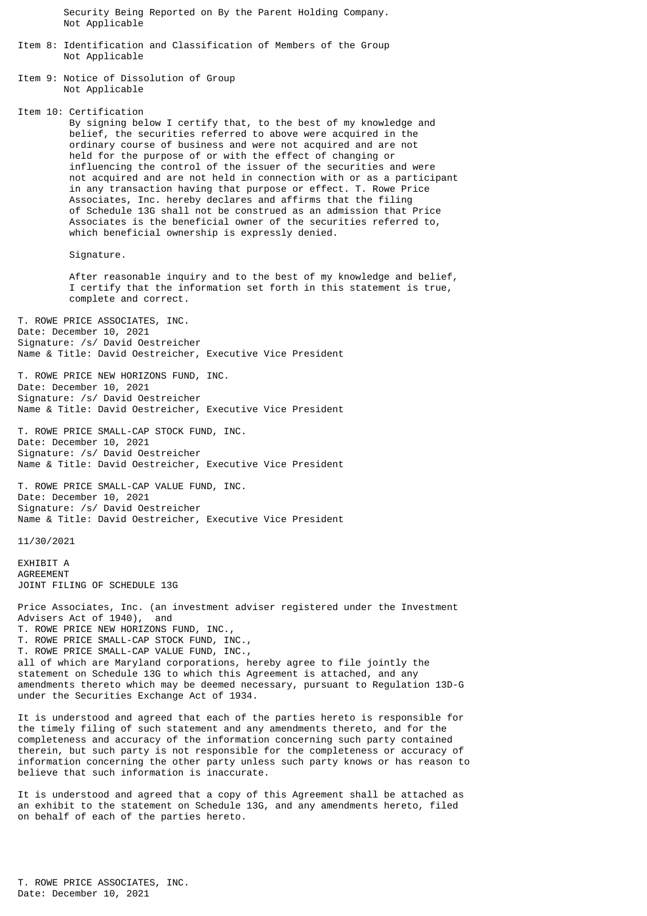Security Being Reported on By the Parent Holding Company.
Not Applicable

Item 8: Identification and Classification of Members of the Group
Not Applicable

Item 9: Notice of Dissolution of Group
Not Applicable

Item 10: Certification

By signing below I certify that, to the best of my knowledge and belief, the securities referred to above were acquired in the ordinary course of business and were not acquired and are not held for the purpose of or with the effect of changing or influencing the control of the issuer of the securities and were not acquired and are not held in connection with or as a participant in any transaction having that purpose or effect. T. Rowe Price Associates, Inc. hereby declares and affirms that the filing of Schedule 13G shall not be construed as an admission that Price Associates is the beneficial owner of the securities referred to, which beneficial ownership is expressly denied.

Signature.

After reasonable inquiry and to the best of my knowledge and belief, I certify that the information set forth in this statement is true, complete and correct.

T. ROWE PRICE ASSOCIATES, INC.
Date: December 10, 2021
Signature: /s/ David Oestreicher
Name & Title: David Oestreicher, Executive Vice President

T. ROWE PRICE NEW HORIZONS FUND, INC.
Date: December 10, 2021
Signature: /s/ David Oestreicher
Name & Title: David Oestreicher, Executive Vice President

T. ROWE PRICE SMALL-CAP STOCK FUND, INC.
Date: December 10, 2021
Signature: /s/ David Oestreicher
Name & Title: David Oestreicher, Executive Vice President

T. ROWE PRICE SMALL-CAP VALUE FUND, INC.
Date: December 10, 2021
Signature: /s/ David Oestreicher
Name & Title: David Oestreicher, Executive Vice President

11/30/2021

EXHIBIT A
AGREEMENT
JOINT FILING OF SCHEDULE 13G

Price Associates, Inc. (an investment adviser registered under the Investment Advisers Act of 1940), and
T. ROWE PRICE NEW HORIZONS FUND, INC.,
T. ROWE PRICE SMALL-CAP STOCK FUND, INC.,
T. ROWE PRICE SMALL-CAP VALUE FUND, INC.,
all of which are Maryland corporations, hereby agree to file jointly the statement on Schedule 13G to which this Agreement is attached, and any amendments thereto which may be deemed necessary, pursuant to Regulation 13D-G under the Securities Exchange Act of 1934.

It is understood and agreed that each of the parties hereto is responsible for the timely filing of such statement and any amendments thereto, and for the completeness and accuracy of the information concerning such party contained therein, but such party is not responsible for the completeness or accuracy of information concerning the other party unless such party knows or has reason to believe that such information is inaccurate.

It is understood and agreed that a copy of this Agreement shall be attached as an exhibit to the statement on Schedule 13G, and any amendments hereto, filed on behalf of each of the parties hereto.

T. ROWE PRICE ASSOCIATES, INC.
Date: December 10, 2021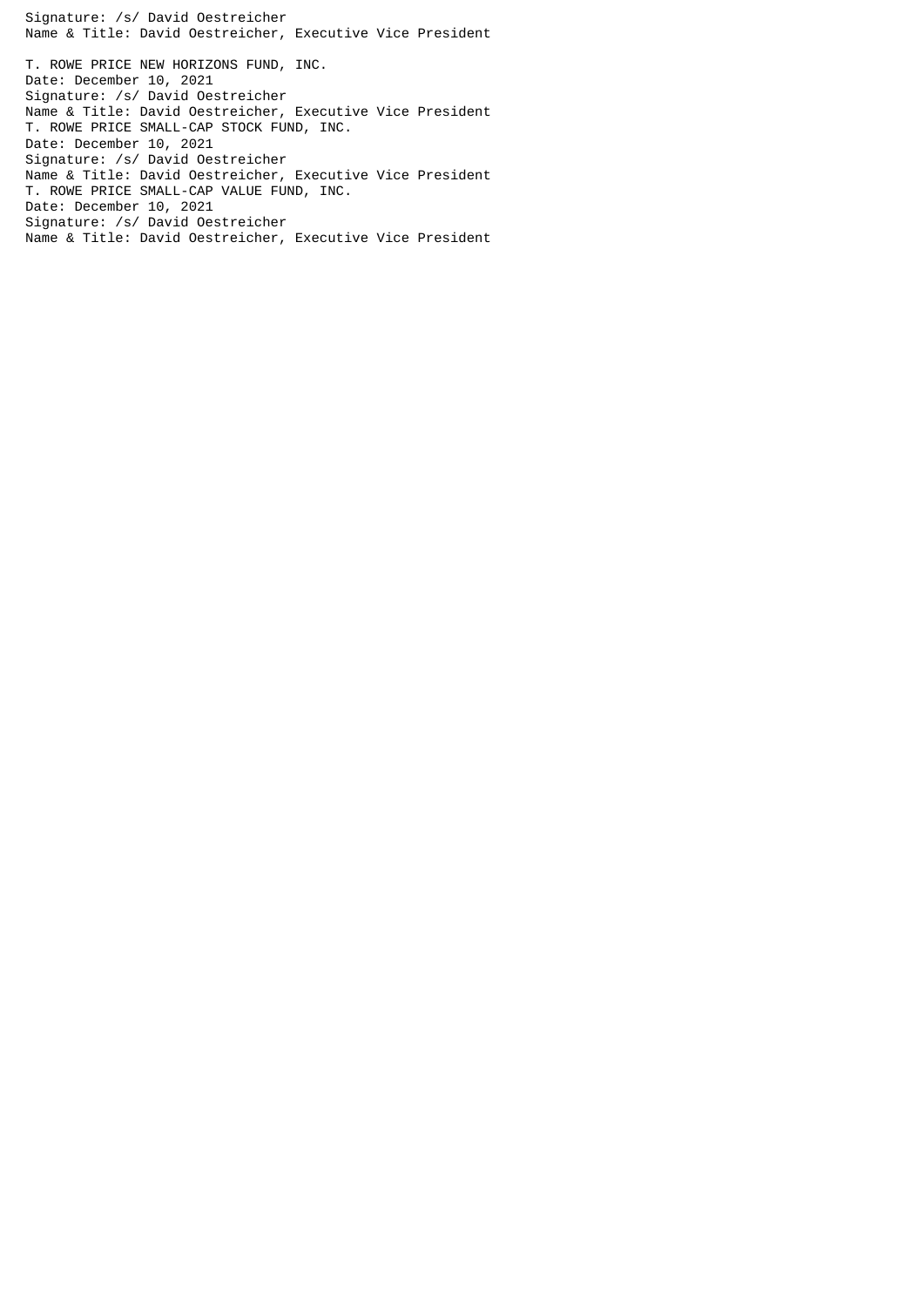Signature: /s/ David Oestreicher
Name & Title: David Oestreicher, Executive Vice President

T. ROWE PRICE NEW HORIZONS FUND, INC.
Date: December 10, 2021
Signature: /s/ David Oestreicher
Name & Title: David Oestreicher, Executive Vice President
T. ROWE PRICE SMALL-CAP STOCK FUND, INC.
Date: December 10, 2021
Signature: /s/ David Oestreicher
Name & Title: David Oestreicher, Executive Vice President
T. ROWE PRICE SMALL-CAP VALUE FUND, INC.
Date: December 10, 2021
Signature: /s/ David Oestreicher
Name & Title: David Oestreicher, Executive Vice President